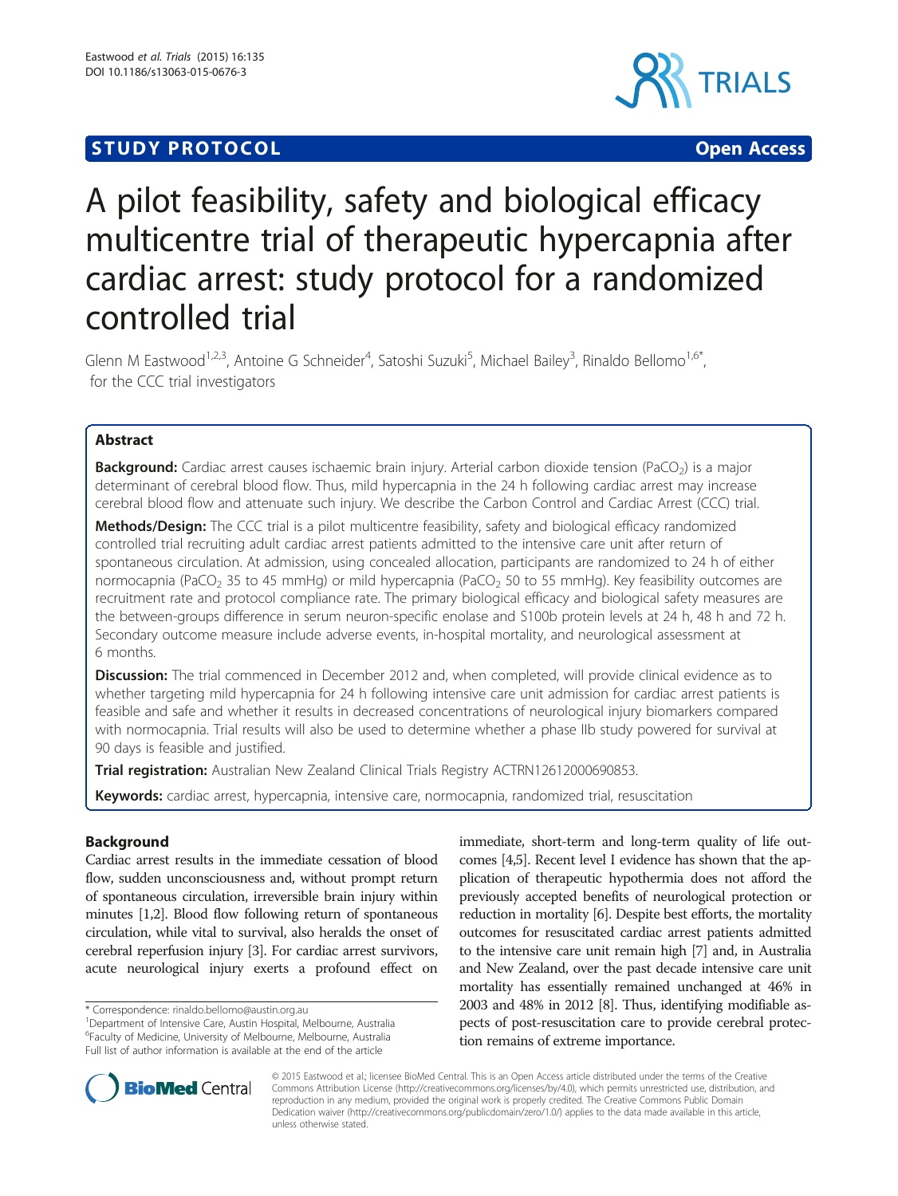**STUDY PROTOCOL** **Open Access**

# A pilot feasibility, safety and biological efficacy multicentre trial of therapeutic hypercapnia after cardiac arrest: study protocol for a randomized controlled trial

Glenn M Eastwood[1,2,3], Antoine G Schneider[4], Satoshi Suzuki[5], Michael Bailey[3], Rinaldo Bellomo[1,6*], for the CCC trial investigators

## Abstract

**Background:** Cardiac arrest causes ischaemic brain injury. Arterial carbon dioxide tension ($PaCO_2$) is a major determinant of cerebral blood flow. Thus, mild hypercapnia in the 24 h following cardiac arrest may increase cerebral blood flow and attenuate such injury. We describe the Carbon Control and Cardiac Arrest (CCC) trial.

**Methods/Design:** The CCC trial is a pilot multicentre feasibility, safety and biological efficacy randomized controlled trial recruiting adult cardiac arrest patients admitted to the intensive care unit after return of spontaneous circulation. At admission, using concealed allocation, participants are randomized to 24 h of either normocapnia ($PaCO_2$ 35 to 45 mmHg) or mild hypercapnia ($PaCO_2$ 50 to 55 mmHg). Key feasibility outcomes are recruitment rate and protocol compliance rate. The primary biological efficacy and biological safety measures are the between-groups difference in serum neuron-specific enolase and S100b protein levels at 24 h, 48 h and 72 h. Secondary outcome measure include adverse events, in-hospital mortality, and neurological assessment at 6 months.

**Discussion:** The trial commenced in December 2012 and, when completed, will provide clinical evidence as to whether targeting mild hypercapnia for 24 h following intensive care unit admission for cardiac arrest patients is feasible and safe and whether it results in decreased concentrations of neurological injury biomarkers compared with normocapnia. Trial results will also be used to determine whether a phase IIb study powered for survival at 90 days is feasible and justified.

**Trial registration:** Australian New Zealand Clinical Trials Registry ACTRN12612000690853.

**Keywords:** cardiac arrest, hypercapnia, intensive care, normocapnia, randomized trial, resuscitation

## Background

Cardiac arrest results in the immediate cessation of blood flow, sudden unconsciousness and, without prompt return of spontaneous circulation, irreversible brain injury within minutes [1,2]. Blood flow following return of spontaneous circulation, while vital to survival, also heralds the onset of cerebral reperfusion injury [3]. For cardiac arrest survivors, acute neurological injury exerts a profound effect on immediate, short-term and long-term quality of life outcomes [4,5]. Recent level I evidence has shown that the application of therapeutic hypothermia does not afford the previously accepted benefits of neurological protection or reduction in mortality [6]. Despite best efforts, the mortality outcomes for resuscitated cardiac arrest patients admitted to the intensive care unit remain high [7] and, in Australia and New Zealand, over the past decade intensive care unit mortality has essentially remained unchanged at 46% in 2003 and 48% in 2012 [8]. Thus, identifying modifiable aspects of post-resuscitation care to provide cerebral protection remains of extreme importance.

\* Correspondence: rinaldo.bellomo@austin.org.au
[1]Department of Intensive Care, Austin Hospital, Melbourne, Australia
[6]Faculty of Medicine, University of Melbourne, Melbourne, Australia
Full list of author information is available at the end of the article

© 2015 Eastwood et al.; licensee BioMed Central. This is an Open Access article distributed under the terms of the Creative Commons Attribution License (http://creativecommons.org/licenses/by/4.0), which permits unrestricted use, distribution, and reproduction in any medium, provided the original work is properly credited. The Creative Commons Public Domain Dedication waiver (http://creativecommons.org/publicdomain/zero/1.0/) applies to the data made available in this article, unless otherwise stated.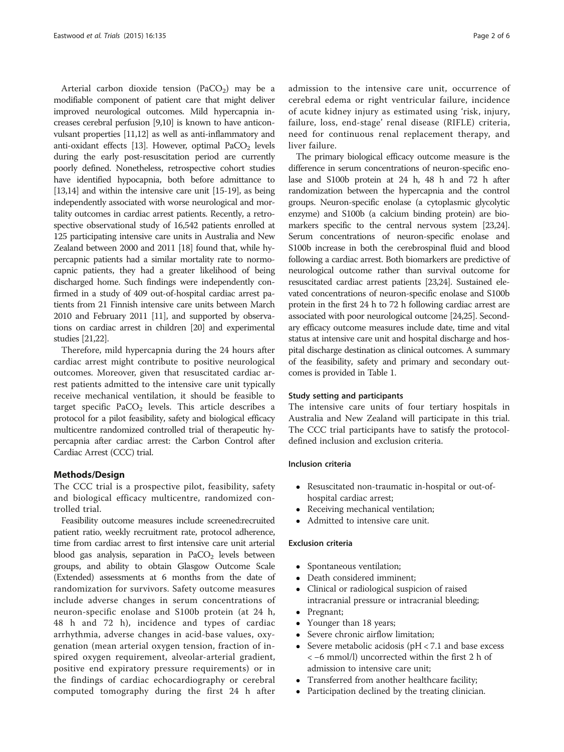Arterial carbon dioxide tension ($PaCO_2$) may be a modifiable component of patient care that might deliver improved neurological outcomes. Mild hypercapnia increases cerebral perfusion [9,10] is known to have anticonvulsant properties [11,12] as well as anti-inflammatory and anti-oxidant effects [13]. However, optimal $PaCO_2$ levels during the early post-resuscitation period are currently poorly defined. Nonetheless, retrospective cohort studies have identified hypocapnia, both before admittance to [13,14] and within the intensive care unit [15-19], as being independently associated with worse neurological and mortality outcomes in cardiac arrest patients. Recently, a retrospective observational study of 16,542 patients enrolled at 125 participating intensive care units in Australia and New Zealand between 2000 and 2011 [18] found that, while hypercapnic patients had a similar mortality rate to normocapnic patients, they had a greater likelihood of being discharged home. Such findings were independently confirmed in a study of 409 out-of-hospital cardiac arrest patients from 21 Finnish intensive care units between March 2010 and February 2011 [11], and supported by observations on cardiac arrest in children [20] and experimental studies [21,22].

Therefore, mild hypercapnia during the 24 hours after cardiac arrest might contribute to positive neurological outcomes. Moreover, given that resuscitated cardiac arrest patients admitted to the intensive care unit typically receive mechanical ventilation, it should be feasible to target specific $PaCO_2$ levels. This article describes a protocol for a pilot feasibility, safety and biological efficacy multicentre randomized controlled trial of therapeutic hypercapnia after cardiac arrest: the Carbon Control after Cardiac Arrest (CCC) trial.

## Methods/Design

The CCC trial is a prospective pilot, feasibility, safety and biological efficacy multicentre, randomized controlled trial.

Feasibility outcome measures include screened:recruited patient ratio, weekly recruitment rate, protocol adherence, time from cardiac arrest to first intensive care unit arterial blood gas analysis, separation in $PaCO_2$ levels between groups, and ability to obtain Glasgow Outcome Scale (Extended) assessments at 6 months from the date of randomization for survivors. Safety outcome measures include adverse changes in serum concentrations of neuron-specific enolase and S100b protein (at 24 h, 48 h and 72 h), incidence and types of cardiac arrhythmia, adverse changes in acid-base values, oxygenation (mean arterial oxygen tension, fraction of inspired oxygen requirement, alveolar-arterial gradient, positive end expiratory pressure requirements) or in the findings of cardiac echocardiography or cerebral computed tomography during the first 24 h after admission to the intensive care unit, occurrence of cerebral edema or right ventricular failure, incidence of acute kidney injury as estimated using 'risk, injury, failure, loss, end-stage' renal disease (RIFLE) criteria, need for continuous renal replacement therapy, and liver failure.

The primary biological efficacy outcome measure is the difference in serum concentrations of neuron-specific enolase and S100b protein at 24 h, 48 h and 72 h after randomization between the hypercapnia and the control groups. Neuron-specific enolase (a cytoplasmic glycolytic enzyme) and S100b (a calcium binding protein) are biomarkers specific to the central nervous system [23,24]. Serum concentrations of neuron-specific enolase and S100b increase in both the cerebrospinal fluid and blood following a cardiac arrest. Both biomarkers are predictive of neurological outcome rather than survival outcome for resuscitated cardiac arrest patients [23,24]. Sustained elevated concentrations of neuron-specific enolase and S100b protein in the first 24 h to 72 h following cardiac arrest are associated with poor neurological outcome [24,25]. Secondary efficacy outcome measures include date, time and vital status at intensive care unit and hospital discharge and hospital discharge destination as clinical outcomes. A summary of the feasibility, safety and primary and secondary outcomes is provided in Table 1.

### Study setting and participants

The intensive care units of four tertiary hospitals in Australia and New Zealand will participate in this trial. The CCC trial participants have to satisfy the protocol-defined inclusion and exclusion criteria.

### Inclusion criteria

- Resuscitated non-traumatic in-hospital or out-of-hospital cardiac arrest;
- Receiving mechanical ventilation;
- Admitted to intensive care unit.

### Exclusion criteria

- Spontaneous ventilation;
- Death considered imminent;
- Clinical or radiological suspicion of raised intracranial pressure or intracranial bleeding;
- Pregnant;
- Younger than 18 years;
- Severe chronic airflow limitation;
- Severe metabolic acidosis (pH < 7.1 and base excess < −6 mmol/l) uncorrected within the first 2 h of admission to intensive care unit;
- Transferred from another healthcare facility;
- Participation declined by the treating clinician.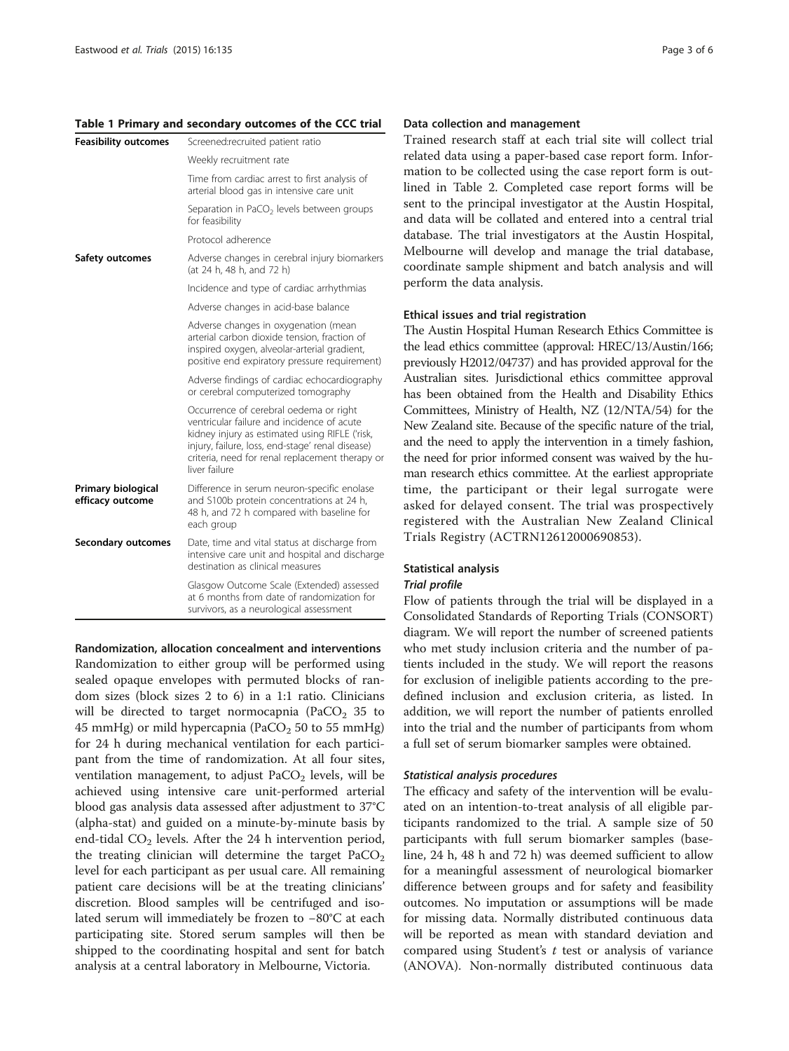**Table 1 Primary and secondary outcomes of the CCC trial**

| | |
|---|---|
| **Feasibility outcomes** | Screened:recruited patient ratio |
| | Weekly recruitment rate |
| | Time from cardiac arrest to first analysis of arterial blood gas in intensive care unit |
| | Separation in $PaCO_2$ levels between groups for feasibility |
| | Protocol adherence |
| **Safety outcomes** | Adverse changes in cerebral injury biomarkers (at 24 h, 48 h, and 72 h) |
| | Incidence and type of cardiac arrhythmias |
| | Adverse changes in acid-base balance |
| | Adverse changes in oxygenation (mean arterial carbon dioxide tension, fraction of inspired oxygen, alveolar-arterial gradient, positive end expiratory pressure requirement) |
| | Adverse findings of cardiac echocardiography or cerebral computerized tomography |
| | Occurrence of cerebral oedema or right ventricular failure and incidence of acute kidney injury as estimated using RIFLE ('risk, injury, failure, loss, end-stage' renal disease) criteria, need for renal replacement therapy or liver failure |
| **Primary biological efficacy outcome** | Difference in serum neuron-specific enolase and S100b protein concentrations at 24 h, 48 h, and 72 h compared with baseline for each group |
| **Secondary outcomes** | Date, time and vital status at discharge from intensive care unit and hospital and discharge destination as clinical measures |
| | Glasgow Outcome Scale (Extended) assessed at 6 months from date of randomization for survivors, as a neurological assessment |

#### Randomization, allocation concealment and interventions

Randomization to either group will be performed using sealed opaque envelopes with permuted blocks of random sizes (block sizes 2 to 6) in a 1:1 ratio. Clinicians will be directed to target normocapnia ($PaCO_2$ 35 to 45 mmHg) or mild hypercapnia ($PaCO_2$ 50 to 55 mmHg) for 24 h during mechanical ventilation for each participant from the time of randomization. At all four sites, ventilation management, to adjust $PaCO_2$ levels, will be achieved using intensive care unit-performed arterial blood gas analysis data assessed after adjustment to 37°C (alpha-stat) and guided on a minute-by-minute basis by end-tidal $CO_2$ levels. After the 24 h intervention period, the treating clinician will determine the target $PaCO_2$ level for each participant as per usual care. All remaining patient care decisions will be at the treating clinicians' discretion. Blood samples will be centrifuged and isolated serum will immediately be frozen to −80°C at each participating site. Stored serum samples will then be shipped to the coordinating hospital and sent for batch analysis at a central laboratory in Melbourne, Victoria.

#### Data collection and management

Trained research staff at each trial site will collect trial related data using a paper-based case report form. Information to be collected using the case report form is outlined in Table 2. Completed case report forms will be sent to the principal investigator at the Austin Hospital, and data will be collated and entered into a central trial database. The trial investigators at the Austin Hospital, Melbourne will develop and manage the trial database, coordinate sample shipment and batch analysis and will perform the data analysis.

#### Ethical issues and trial registration

The Austin Hospital Human Research Ethics Committee is the lead ethics committee (approval: HREC/13/Austin/166; previously H2012/04737) and has provided approval for the Australian sites. Jurisdictional ethics committee approval has been obtained from the Health and Disability Ethics Committees, Ministry of Health, NZ (12/NTA/54) for the New Zealand site. Because of the specific nature of the trial, and the need to apply the intervention in a timely fashion, the need for prior informed consent was waived by the human research ethics committee. At the earliest appropriate time, the participant or their legal surrogate were asked for delayed consent. The trial was prospectively registered with the Australian New Zealand Clinical Trials Registry (ACTRN12612000690853).

#### Statistical analysis

##### *Trial profile*

Flow of patients through the trial will be displayed in a Consolidated Standards of Reporting Trials (CONSORT) diagram. We will report the number of screened patients who met study inclusion criteria and the number of patients included in the study. We will report the reasons for exclusion of ineligible patients according to the predefined inclusion and exclusion criteria, as listed. In addition, we will report the number of patients enrolled into the trial and the number of participants from whom a full set of serum biomarker samples were obtained.

##### *Statistical analysis procedures*

The efficacy and safety of the intervention will be evaluated on an intention-to-treat analysis of all eligible participants randomized to the trial. A sample size of 50 participants with full serum biomarker samples (baseline, 24 h, 48 h and 72 h) was deemed sufficient to allow for a meaningful assessment of neurological biomarker difference between groups and for safety and feasibility outcomes. No imputation or assumptions will be made for missing data. Normally distributed continuous data will be reported as mean with standard deviation and compared using Student's $t$ test or analysis of variance (ANOVA). Non-normally distributed continuous data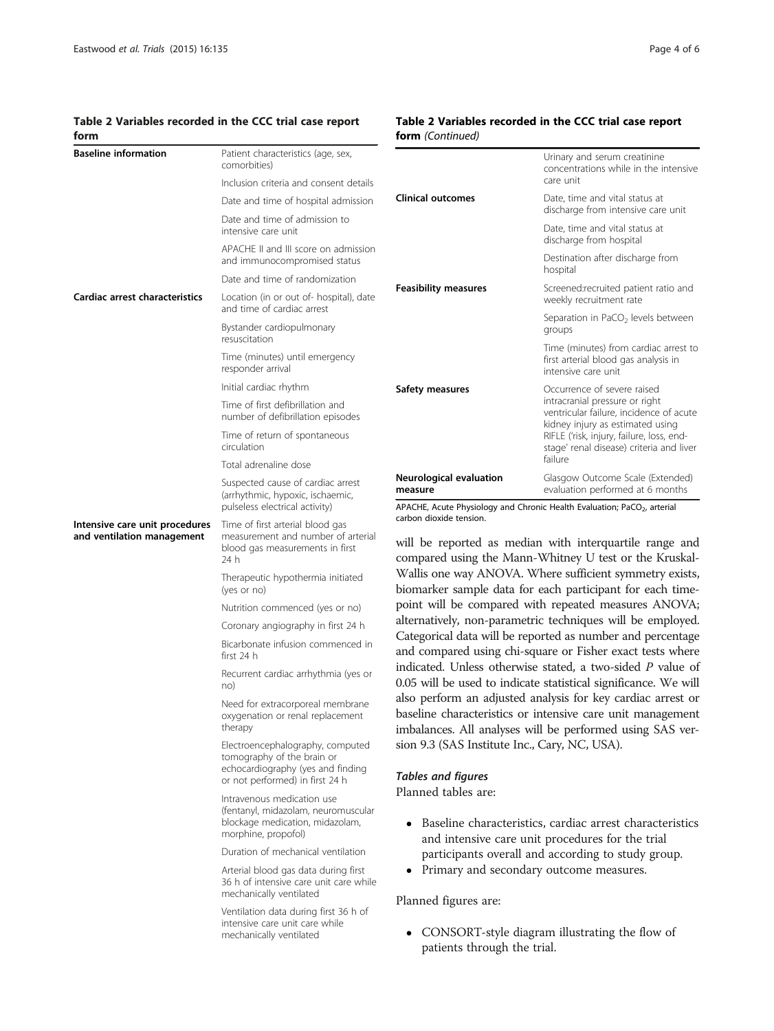**Table 2 Variables recorded in the CCC trial case report form**

| | |
|---|---|
| **Baseline information** | Patient characteristics (age, sex, comorbities) |
| | Inclusion criteria and consent details |
| | Date and time of hospital admission |
| | Date and time of admission to intensive care unit |
| | APACHE II and III score on admission and immunocompromised status |
| | Date and time of randomization |
| **Cardiac arrest characteristics** | Location (in or out of- hospital), date and time of cardiac arrest |
| | Bystander cardiopulmonary resuscitation |
| | Time (minutes) until emergency responder arrival |
| | Initial cardiac rhythm |
| | Time of first defibrillation and number of defibrillation episodes |
| | Time of return of spontaneous circulation |
| | Total adrenaline dose |
| | Suspected cause of cardiac arrest (arrhythmic, hypoxic, ischaemic, pulseless electrical activity) |
| **Intensive care unit procedures and ventilation management** | Time of first arterial blood gas measurement and number of arterial blood gas measurements in first 24 h |
| | Therapeutic hypothermia initiated (yes or no) |
| | Nutrition commenced (yes or no) |
| | Coronary angiography in first 24 h |
| | Bicarbonate infusion commenced in first 24 h |
| | Recurrent cardiac arrhythmia (yes or no) |
| | Need for extracorporeal membrane oxygenation or renal replacement therapy |
| | Electroencephalography, computed tomography of the brain or echocardiography (yes and finding or not performed) in first 24 h |
| | Intravenous medication use (fentanyl, midazolam, neuromuscular blockage medication, midazolam, morphine, propofol) |
| | Duration of mechanical ventilation |
| | Arterial blood gas data during first 36 h of intensive care unit care while mechanically ventilated |
| | Ventilation data during first 36 h of intensive care unit care while mechanically ventilated |
| | Urinary and serum creatinine concentrations while in the intensive care unit |
| **Clinical outcomes** | Date, time and vital status at discharge from intensive care unit |
| | Date, time and vital status at discharge from hospital |
| | Destination after discharge from hospital |
| **Feasibility measures** | Screened:recruited patient ratio and weekly recruitment rate |
| | Separation in $PaCO_2$ levels between groups |
| | Time (minutes) from cardiac arrest to first arterial blood gas analysis in intensive care unit |
| **Safety measures** | Occurrence of severe raised intracranial pressure or right ventricular failure, incidence of acute kidney injury as estimated using RIFLE ('risk, injury, failure, loss, end-stage' renal disease) criteria and liver failure |
| **Neurological evaluation measure** | Glasgow Outcome Scale (Extended) evaluation performed at 6 months |

APACHE, Acute Physiology and Chronic Health Evaluation; $PaCO_2$, arterial carbon dioxide tension.

will be reported as median with interquartile range and compared using the Mann-Whitney U test or the Kruskal-Wallis one way ANOVA. Where sufficient symmetry exists, biomarker sample data for each participant for each time-point will be compared with repeated measures ANOVA; alternatively, non-parametric techniques will be employed. Categorical data will be reported as number and percentage and compared using chi-square or Fisher exact tests where indicated. Unless otherwise stated, a two-sided $P$ value of 0.05 will be used to indicate statistical significance. We will also perform an adjusted analysis for key cardiac arrest or baseline characteristics or intensive care unit management imbalances. All analyses will be performed using SAS version 9.3 (SAS Institute Inc., Cary, NC, USA).

### *Tables and figures*

Planned tables are:

- Baseline characteristics, cardiac arrest characteristics and intensive care unit procedures for the trial participants overall and according to study group.
- Primary and secondary outcome measures.

Planned figures are:

- CONSORT-style diagram illustrating the flow of patients through the trial.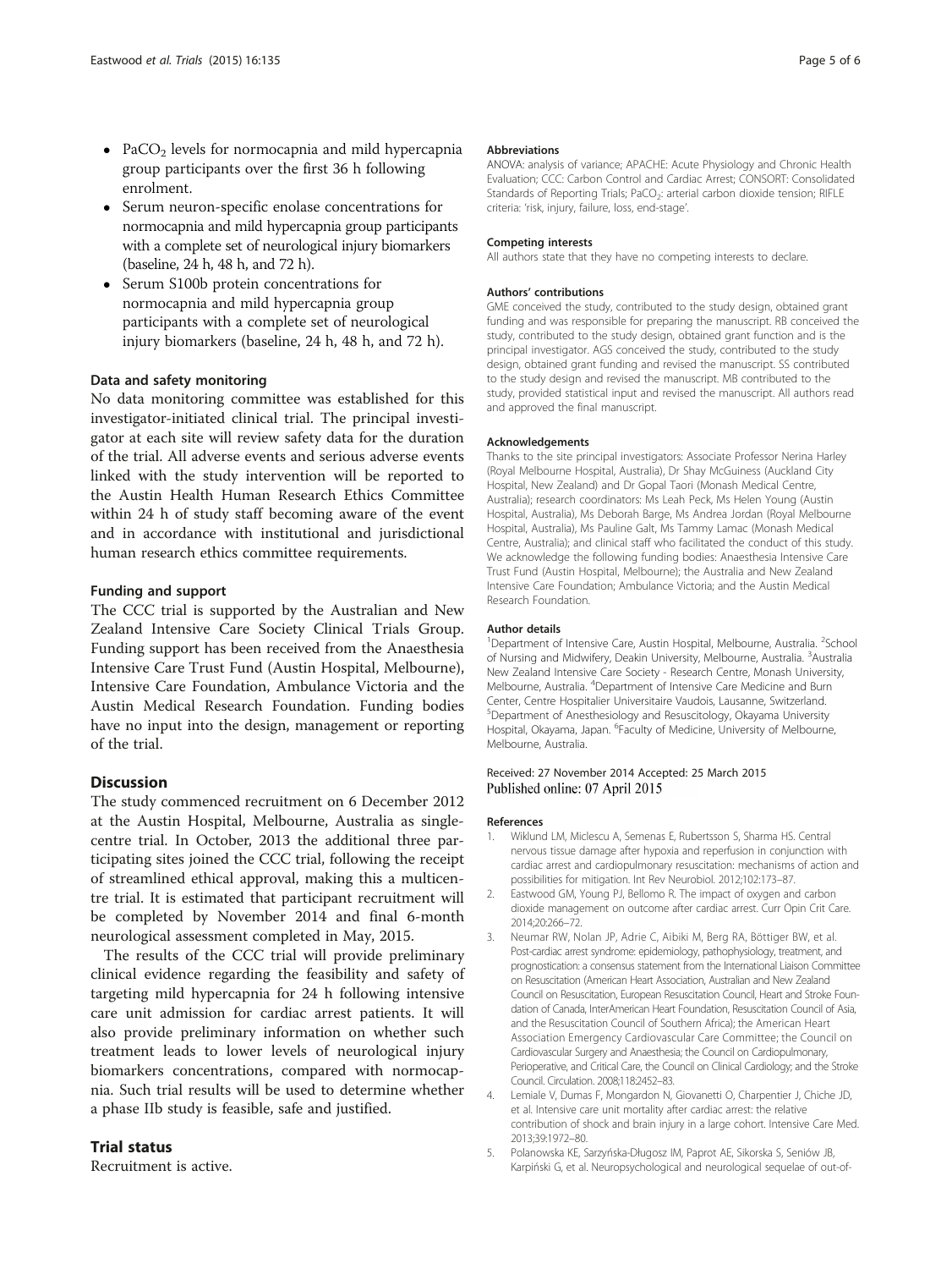- $PaCO_2$ levels for normocapnia and mild hypercapnia group participants over the first 36 h following enrolment.
- Serum neuron-specific enolase concentrations for normocapnia and mild hypercapnia group participants with a complete set of neurological injury biomarkers (baseline, 24 h, 48 h, and 72 h).
- Serum S100b protein concentrations for normocapnia and mild hypercapnia group participants with a complete set of neurological injury biomarkers (baseline, 24 h, 48 h, and 72 h).

### Data and safety monitoring

No data monitoring committee was established for this investigator-initiated clinical trial. The principal investigator at each site will review safety data for the duration of the trial. All adverse events and serious adverse events linked with the study intervention will be reported to the Austin Health Human Research Ethics Committee within 24 h of study staff becoming aware of the event and in accordance with institutional and jurisdictional human research ethics committee requirements.

### Funding and support

The CCC trial is supported by the Australian and New Zealand Intensive Care Society Clinical Trials Group. Funding support has been received from the Anaesthesia Intensive Care Trust Fund (Austin Hospital, Melbourne), Intensive Care Foundation, Ambulance Victoria and the Austin Medical Research Foundation. Funding bodies have no input into the design, management or reporting of the trial.

## Discussion

The study commenced recruitment on 6 December 2012 at the Austin Hospital, Melbourne, Australia as single-centre trial. In October, 2013 the additional three participating sites joined the CCC trial, following the receipt of streamlined ethical approval, making this a multicentre trial. It is estimated that participant recruitment will be completed by November 2014 and final 6-month neurological assessment completed in May, 2015.

The results of the CCC trial will provide preliminary clinical evidence regarding the feasibility and safety of targeting mild hypercapnia for 24 h following intensive care unit admission for cardiac arrest patients. It will also provide preliminary information on whether such treatment leads to lower levels of neurological injury biomarkers concentrations, compared with normocapnia. Such trial results will be used to determine whether a phase IIb study is feasible, safe and justified.

## Trial status

Recruitment is active.

#### Abbreviations

ANOVA: analysis of variance; APACHE: Acute Physiology and Chronic Health Evaluation; CCC: Carbon Control and Cardiac Arrest; CONSORT: Consolidated Standards of Reporting Trials; $PaCO_2$: arterial carbon dioxide tension; RIFLE criteria: 'risk, injury, failure, loss, end-stage'.

#### Competing interests

All authors state that they have no competing interests to declare.

#### Authors' contributions

GME conceived the study, contributed to the study design, obtained grant funding and was responsible for preparing the manuscript. RB conceived the study, contributed to the study design, obtained grant function and is the principal investigator. AGS conceived the study, contributed to the study design, obtained grant funding and revised the manuscript. SS contributed to the study design and revised the manuscript. MB contributed to the study, provided statistical input and revised the manuscript. All authors read and approved the final manuscript.

#### Acknowledgements

Thanks to the site principal investigators: Associate Professor Nerina Harley (Royal Melbourne Hospital, Australia), Dr Shay McGuiness (Auckland City Hospital, New Zealand) and Dr Gopal Taori (Monash Medical Centre, Australia); research coordinators: Ms Leah Peck, Ms Helen Young (Austin Hospital, Australia), Ms Deborah Barge, Ms Andrea Jordan (Royal Melbourne Hospital, Australia), Ms Pauline Galt, Ms Tammy Lamac (Monash Medical Centre, Australia); and clinical staff who facilitated the conduct of this study. We acknowledge the following funding bodies: Anaesthesia Intensive Care Trust Fund (Austin Hospital, Melbourne); the Australia and New Zealand Intensive Care Foundation; Ambulance Victoria; and the Austin Medical Research Foundation.

#### Author details

[1]Department of Intensive Care, Austin Hospital, Melbourne, Australia. [2]School of Nursing and Midwifery, Deakin University, Melbourne, Australia. [3]Australia New Zealand Intensive Care Society - Research Centre, Monash University, Melbourne, Australia. [4]Department of Intensive Care Medicine and Burn Center, Centre Hospitalier Universitaire Vaudois, Lausanne, Switzerland. [5]Department of Anesthesiology and Resuscitology, Okayama University Hospital, Okayama, Japan. [6]Faculty of Medicine, University of Melbourne, Melbourne, Australia.

Received: 27 November 2014 Accepted: 25 March 2015
Published online: 07 April 2015

#### References

1. Wiklund LM, Miclescu A, Semenas E, Rubertsson S, Sharma HS. Central nervous tissue damage after hypoxia and reperfusion in conjunction with cardiac arrest and cardiopulmonary resuscitation: mechanisms of action and possibilities for mitigation. Int Rev Neurobiol. 2012;102:173–87.
2. Eastwood GM, Young PJ, Bellomo R. The impact of oxygen and carbon dioxide management on outcome after cardiac arrest. Curr Opin Crit Care. 2014;20:266–72.
3. Neumar RW, Nolan JP, Adrie C, Aibiki M, Berg RA, Böttiger BW, et al. Post-cardiac arrest syndrome: epidemiology, pathophysiology, treatment, and prognostication: a consensus statement from the International Liaison Committee on Resuscitation (American Heart Association, Australian and New Zealand Council on Resuscitation, European Resuscitation Council, Heart and Stroke Foundation of Canada, InterAmerican Heart Foundation, Resuscitation Council of Asia, and the Resuscitation Council of Southern Africa); the American Heart Association Emergency Cardiovascular Care Committee; the Council on Cardiovascular Surgery and Anaesthesia; the Council on Cardiopulmonary, Perioperative, and Critical Care, the Council on Clinical Cardiology; and the Stroke Council. Circulation. 2008;118:2452–83.
4. Lemiale V, Dumas F, Mongardon N, Giovanetti O, Charpentier J, Chiche JD, et al. Intensive care unit mortality after cardiac arrest: the relative contribution of shock and brain injury in a large cohort. Intensive Care Med. 2013;39:1972–80.
5. Polanowska KE, Sarzyńska-Długosz IM, Paprot AE, Sikorska S, Seniów JB, Karpiński G, et al. Neuropsychological and neurological sequelae of out-of-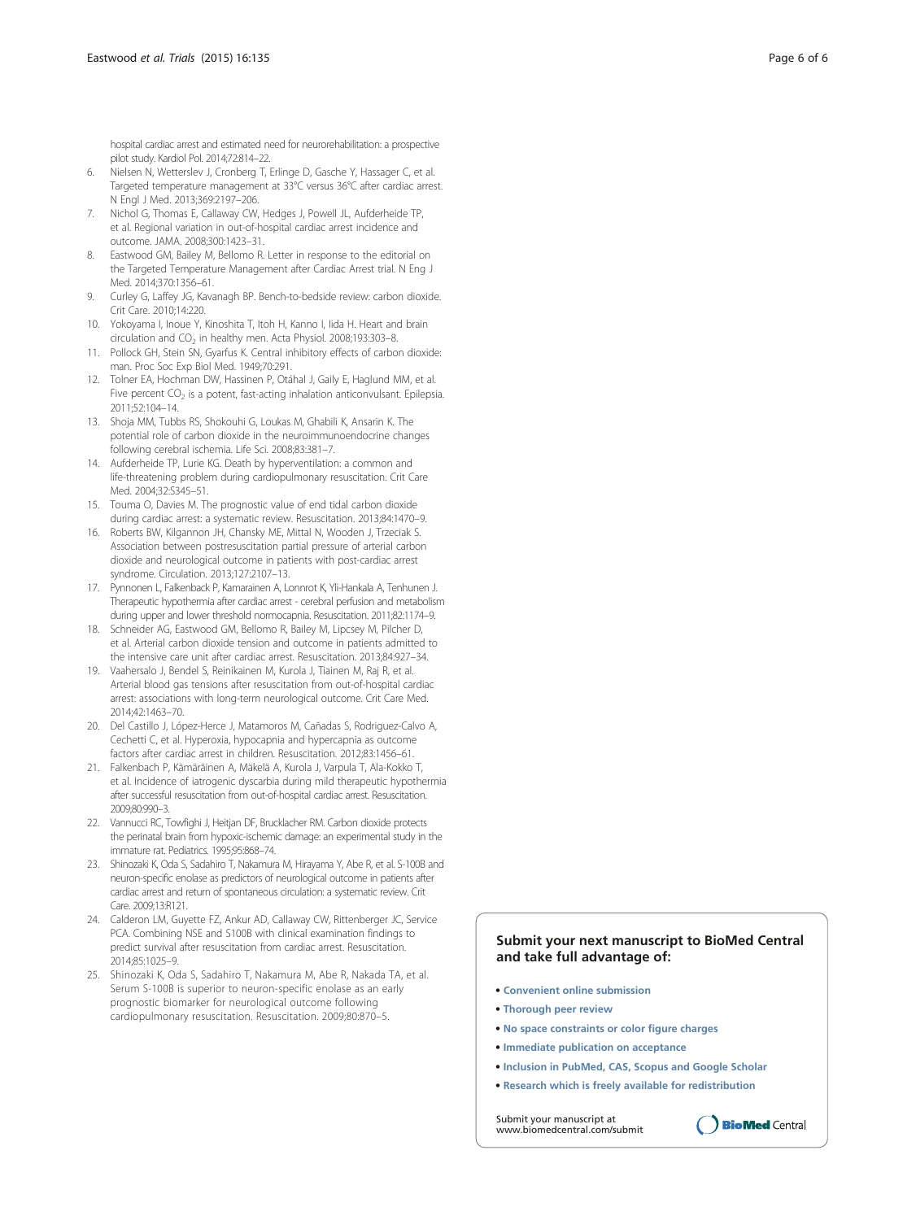hospital cardiac arrest and estimated need for neurorehabilitation: a prospective pilot study. Kardiol Pol. 2014;72:814–22.

6. Nielsen N, Wetterslev J, Cronberg T, Erlinge D, Gasche Y, Hassager C, et al. Targeted temperature management at 33°C versus 36°C after cardiac arrest. N Engl J Med. 2013;369:2197–206.
7. Nichol G, Thomas E, Callaway CW, Hedges J, Powell JL, Aufderheide TP, et al. Regional variation in out-of-hospital cardiac arrest incidence and outcome. JAMA. 2008;300:1423–31.
8. Eastwood GM, Bailey M, Bellomo R. Letter in response to the editorial on the Targeted Temperature Management after Cardiac Arrest trial. N Eng J Med. 2014;370:1356–61.
9. Curley G, Laffey JG, Kavanagh BP. Bench-to-bedside review: carbon dioxide. Crit Care. 2010;14:220.
10. Yokoyama I, Inoue Y, Kinoshita T, Itoh H, Kanno I, Iida H. Heart and brain circulation and $CO_2$ in healthy men. Acta Physiol. 2008;193:303–8.
11. Pollock GH, Stein SN, Gyarfus K. Central inhibitory effects of carbon dioxide: man. Proc Soc Exp Biol Med. 1949;70:291.
12. Tolner EA, Hochman DW, Hassinen P, Otáhal J, Gaily E, Haglund MM, et al. Five percent $CO_2$ is a potent, fast-acting inhalation anticonvulsant. Epilepsia. 2011;52:104–14.
13. Shoja MM, Tubbs RS, Shokouhi G, Loukas M, Ghabili K, Ansarin K. The potential role of carbon dioxide in the neuroimmunoendocrine changes following cerebral ischemia. Life Sci. 2008;83:381–7.
14. Aufderheide TP, Lurie KG. Death by hyperventilation: a common and life-threatening problem during cardiopulmonary resuscitation. Crit Care Med. 2004;32:S345–51.
15. Touma O, Davies M. The prognostic value of end tidal carbon dioxide during cardiac arrest: a systematic review. Resuscitation. 2013;84:1470–9.
16. Roberts BW, Kilgannon JH, Chansky ME, Mittal N, Wooden J, Trzeciak S. Association between postresuscitation partial pressure of arterial carbon dioxide and neurological outcome in patients with post-cardiac arrest syndrome. Circulation. 2013;127:2107–13.
17. Pynnonen L, Falkenback P, Kamarainen A, Lonnrot K, Yli-Hankala A, Tenhunen J. Therapeutic hypothermia after cardiac arrest - cerebral perfusion and metabolism during upper and lower threshold normocapnia. Resuscitation. 2011;82:1174–9.
18. Schneider AG, Eastwood GM, Bellomo R, Bailey M, Lipcsey M, Pilcher D, et al. Arterial carbon dioxide tension and outcome in patients admitted to the intensive care unit after cardiac arrest. Resuscitation. 2013;84:927–34.
19. Vaahersalo J, Bendel S, Reinikainen M, Kurola J, Tiainen M, Raj R, et al. Arterial blood gas tensions after resuscitation from out-of-hospital cardiac arrest: associations with long-term neurological outcome. Crit Care Med. 2014;42:1463–70.
20. Del Castillo J, López-Herce J, Matamoros M, Cañadas S, Rodriguez-Calvo A, Cechetti C, et al. Hyperoxia, hypocapnia and hypercapnia as outcome factors after cardiac arrest in children. Resuscitation. 2012;83:1456–61.
21. Falkenbach P, Kämäräinen A, Mäkelä A, Kurola J, Varpula T, Ala-Kokko T, et al. Incidence of iatrogenic dyscarbia during mild therapeutic hypothermia after successful resuscitation from out-of-hospital cardiac arrest. Resuscitation. 2009;80:990–3.
22. Vannucci RC, Towfighi J, Heitjan DF, Brucklacher RM. Carbon dioxide protects the perinatal brain from hypoxic-ischemic damage: an experimental study in the immature rat. Pediatrics. 1995;95:868–74.
23. Shinozaki K, Oda S, Sadahiro T, Nakamura M, Hirayama Y, Abe R, et al. S-100B and neuron-specific enolase as predictors of neurological outcome in patients after cardiac arrest and return of spontaneous circulation: a systematic review. Crit Care. 2009;13:R121.
24. Calderon LM, Guyette FZ, Ankur AD, Callaway CW, Rittenberger JC, Service PCA. Combining NSE and S100B with clinical examination findings to predict survival after resuscitation from cardiac arrest. Resuscitation. 2014;85:1025–9.
25. Shinozaki K, Oda S, Sadahiro T, Nakamura M, Abe R, Nakada TA, et al. Serum S-100B is superior to neuron-specific enolase as an early prognostic biomarker for neurological outcome following cardiopulmonary resuscitation. Resuscitation. 2009;80:870–5.

**Submit your next manuscript to BioMed Central and take full advantage of:**

- **Convenient online submission**
- **Thorough peer review**
- **No space constraints or color figure charges**
- **Immediate publication on acceptance**
- **Inclusion in PubMed, CAS, Scopus and Google Scholar**
- **Research which is freely available for redistribution**

Submit your manuscript at
www.biomedcentral.com/submit

BioMed Central